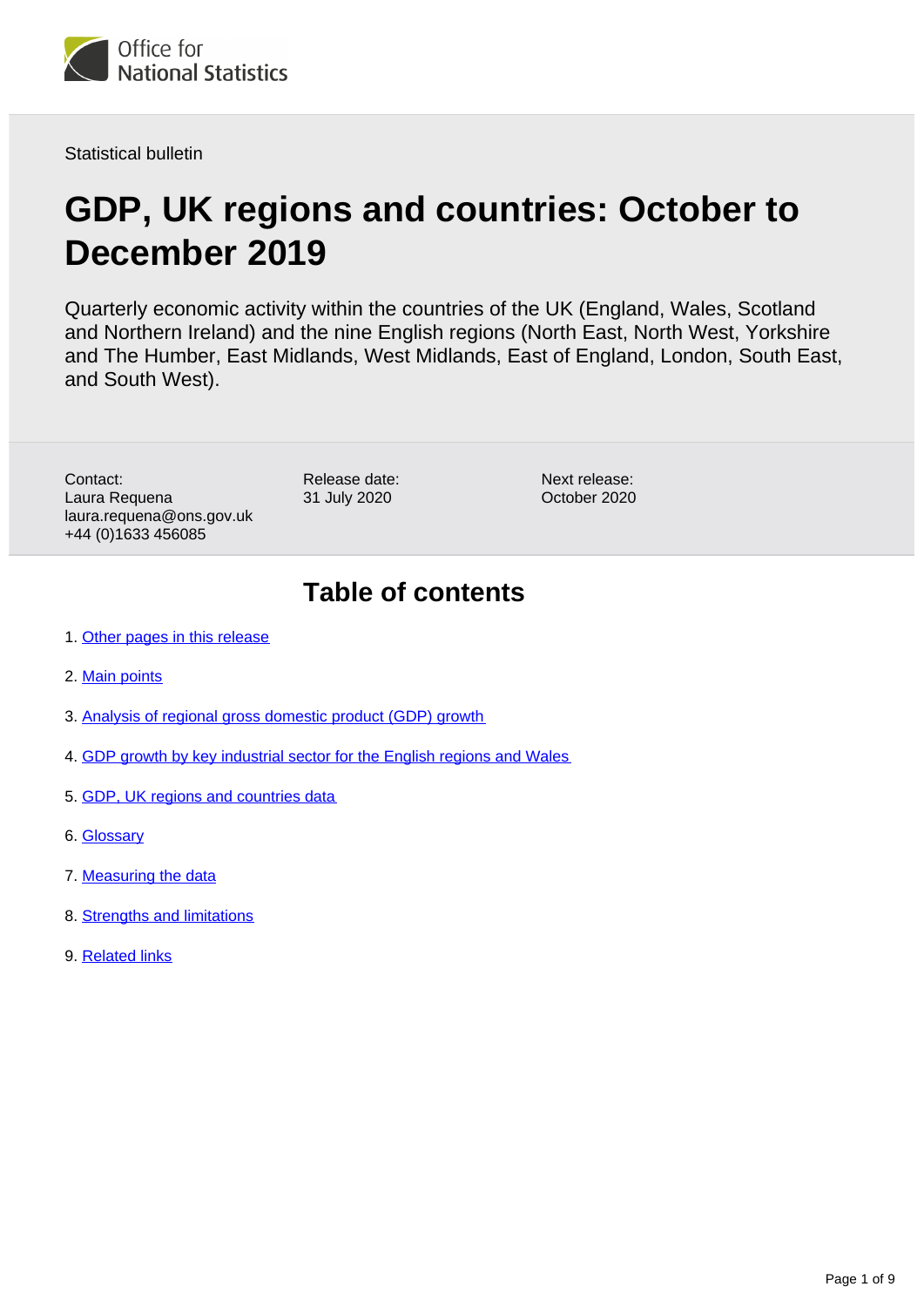Office for National Statistics

Statistical bulletin

# GDP, UK regions and countries: October to December 2019

Quarterly economic activity within the countries of the UK (England, Wales, Scotland and Northern Ireland) and the nine English regions (North East, North West, Yorkshire and The Humber, East Midlands, West Midlands, East of England, London, South East, and South West).

Contact:
Laura Requena
laura.requena@ons.gov.uk
+44 (0)1633 456085

Release date:
31 July 2020

Next release:
October 2020

## Table of contents

1. Other pages in this release
2. Main points
3. Analysis of regional gross domestic product (GDP) growth
4. GDP growth by key industrial sector for the English regions and Wales
5. GDP, UK regions and countries data
6. Glossary
7. Measuring the data
8. Strengths and limitations
9. Related links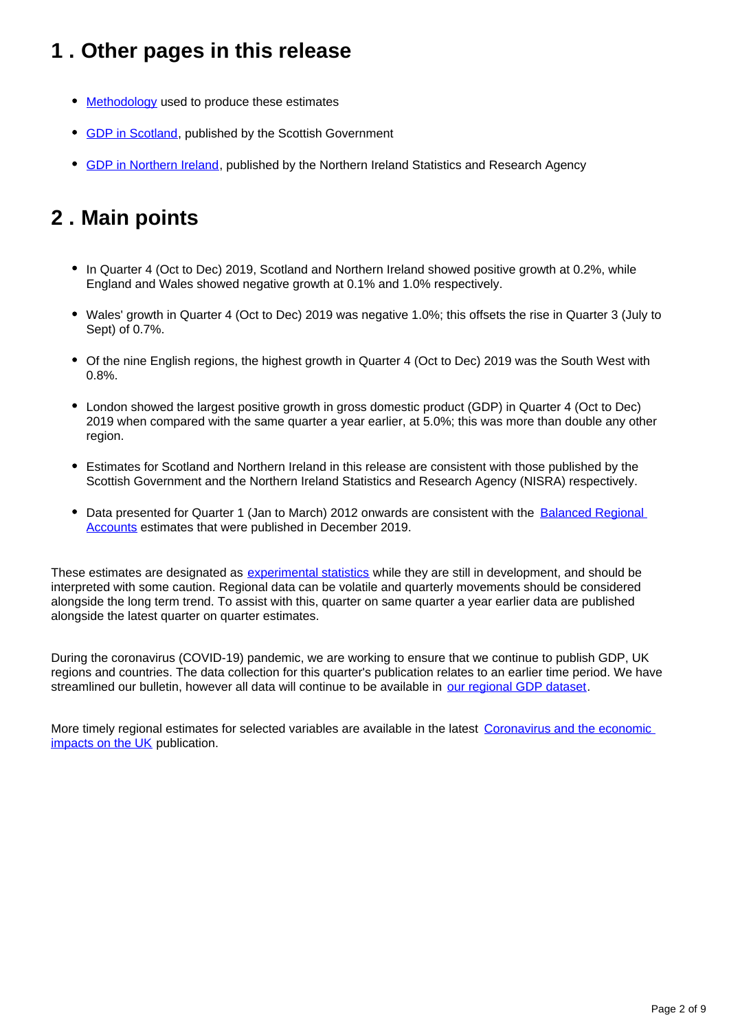## 1 . Other pages in this release

- Methodology used to produce these estimates
- GDP in Scotland, published by the Scottish Government
- GDP in Northern Ireland, published by the Northern Ireland Statistics and Research Agency

## 2 . Main points

- In Quarter 4 (Oct to Dec) 2019, Scotland and Northern Ireland showed positive growth at 0.2%, while England and Wales showed negative growth at 0.1% and 1.0% respectively.
- Wales' growth in Quarter 4 (Oct to Dec) 2019 was negative 1.0%; this offsets the rise in Quarter 3 (July to Sept) of 0.7%.
- Of the nine English regions, the highest growth in Quarter 4 (Oct to Dec) 2019 was the South West with 0.8%.
- London showed the largest positive growth in gross domestic product (GDP) in Quarter 4 (Oct to Dec) 2019 when compared with the same quarter a year earlier, at 5.0%; this was more than double any other region.
- Estimates for Scotland and Northern Ireland in this release are consistent with those published by the Scottish Government and the Northern Ireland Statistics and Research Agency (NISRA) respectively.
- Data presented for Quarter 1 (Jan to March) 2012 onwards are consistent with the Balanced Regional Accounts estimates that were published in December 2019.

These estimates are designated as experimental statistics while they are still in development, and should be interpreted with some caution. Regional data can be volatile and quarterly movements should be considered alongside the long term trend. To assist with this, quarter on same quarter a year earlier data are published alongside the latest quarter on quarter estimates.

During the coronavirus (COVID-19) pandemic, we are working to ensure that we continue to publish GDP, UK regions and countries. The data collection for this quarter's publication relates to an earlier time period. We have streamlined our bulletin, however all data will continue to be available in our regional GDP dataset.

More timely regional estimates for selected variables are available in the latest Coronavirus and the economic impacts on the UK publication.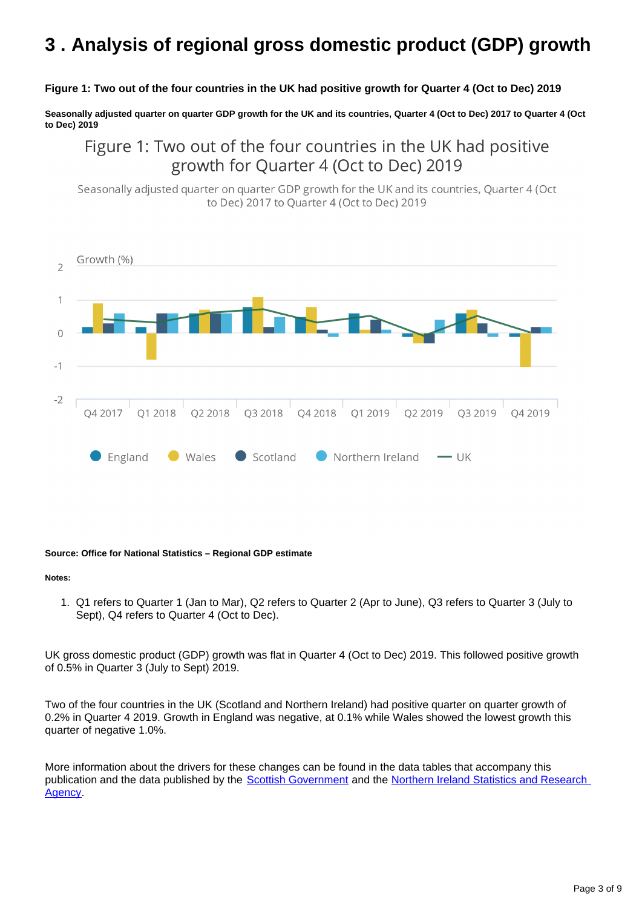# 3 . Analysis of regional gross domestic product (GDP) growth

**Figure 1: Two out of the four countries in the UK had positive growth for Quarter 4 (Oct to Dec) 2019**

**Seasonally adjusted quarter on quarter GDP growth for the UK and its countries, Quarter 4 (Oct to Dec) 2017 to Quarter 4 (Oct to Dec) 2019**

Figure 1: Two out of the four countries in the UK had positive growth for Quarter 4 (Oct to Dec) 2019

Seasonally adjusted quarter on quarter GDP growth for the UK and its countries, Quarter 4 (Oct to Dec) 2017 to Quarter 4 (Oct to Dec) 2019

Growth (%)

England, Wales, Scotland, Northern Ireland, UK

Q4 2017, Q1 2018, Q2 2018, Q3 2018, Q4 2018, Q1 2019, Q2 2019, Q3 2019, Q4 2019

**Source: Office for National Statistics – Regional GDP estimate**

**Notes:**

1. Q1 refers to Quarter 1 (Jan to Mar), Q2 refers to Quarter 2 (Apr to June), Q3 refers to Quarter 3 (July to Sept), Q4 refers to Quarter 4 (Oct to Dec).

UK gross domestic product (GDP) growth was flat in Quarter 4 (Oct to Dec) 2019. This followed positive growth of 0.5% in Quarter 3 (July to Sept) 2019.

Two of the four countries in the UK (Scotland and Northern Ireland) had positive quarter on quarter growth of 0.2% in Quarter 4 2019. Growth in England was negative, at 0.1% while Wales showed the lowest growth this quarter of negative 1.0%.

More information about the drivers for these changes can be found in the data tables that accompany this publication and the data published by the [Scottish Government]() and the [Northern Ireland Statistics and Research Agency]().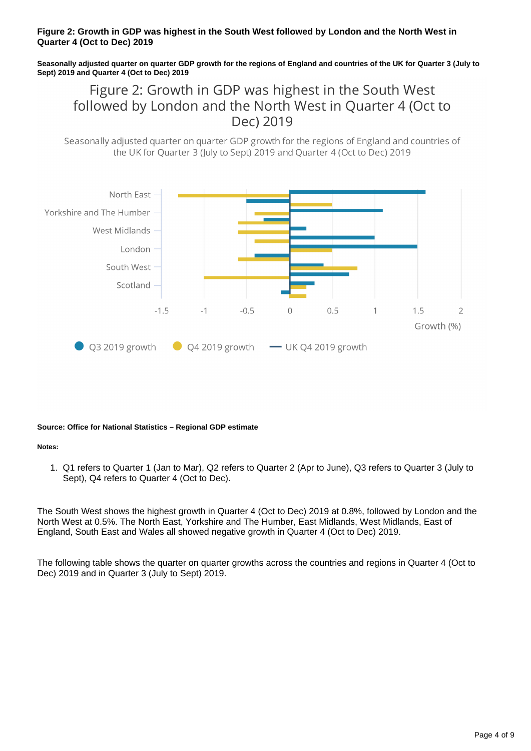**Figure 2: Growth in GDP was highest in the South West followed by London and the North West in Quarter 4 (Oct to Dec) 2019**

**Seasonally adjusted quarter on quarter GDP growth for the regions of England and countries of the UK for Quarter 3 (July to Sept) 2019 and Quarter 4 (Oct to Dec) 2019**

Figure 2: Growth in GDP was highest in the South West followed by London and the North West in Quarter 4 (Oct to Dec) 2019

Seasonally adjusted quarter on quarter GDP growth for the regions of England and countries of the UK for Quarter 3 (July to Sept) 2019 and Quarter 4 (Oct to Dec) 2019

North East
Yorkshire and The Humber
West Midlands
London
South West
Scotland

-1.5 -1 -0.5 0 0.5 1 1.5 2

Growth (%)

Q3 2019 growth   Q4 2019 growth   UK Q4 2019 growth

**Source: Office for National Statistics – Regional GDP estimate**

**Notes:**

1. Q1 refers to Quarter 1 (Jan to Mar), Q2 refers to Quarter 2 (Apr to June), Q3 refers to Quarter 3 (July to Sept), Q4 refers to Quarter 4 (Oct to Dec).

The South West shows the highest growth in Quarter 4 (Oct to Dec) 2019 at 0.8%, followed by London and the North West at 0.5%. The North East, Yorkshire and The Humber, East Midlands, West Midlands, East of England, South East and Wales all showed negative growth in Quarter 4 (Oct to Dec) 2019.

The following table shows the quarter on quarter growths across the countries and regions in Quarter 4 (Oct to Dec) 2019 and in Quarter 3 (July to Sept) 2019.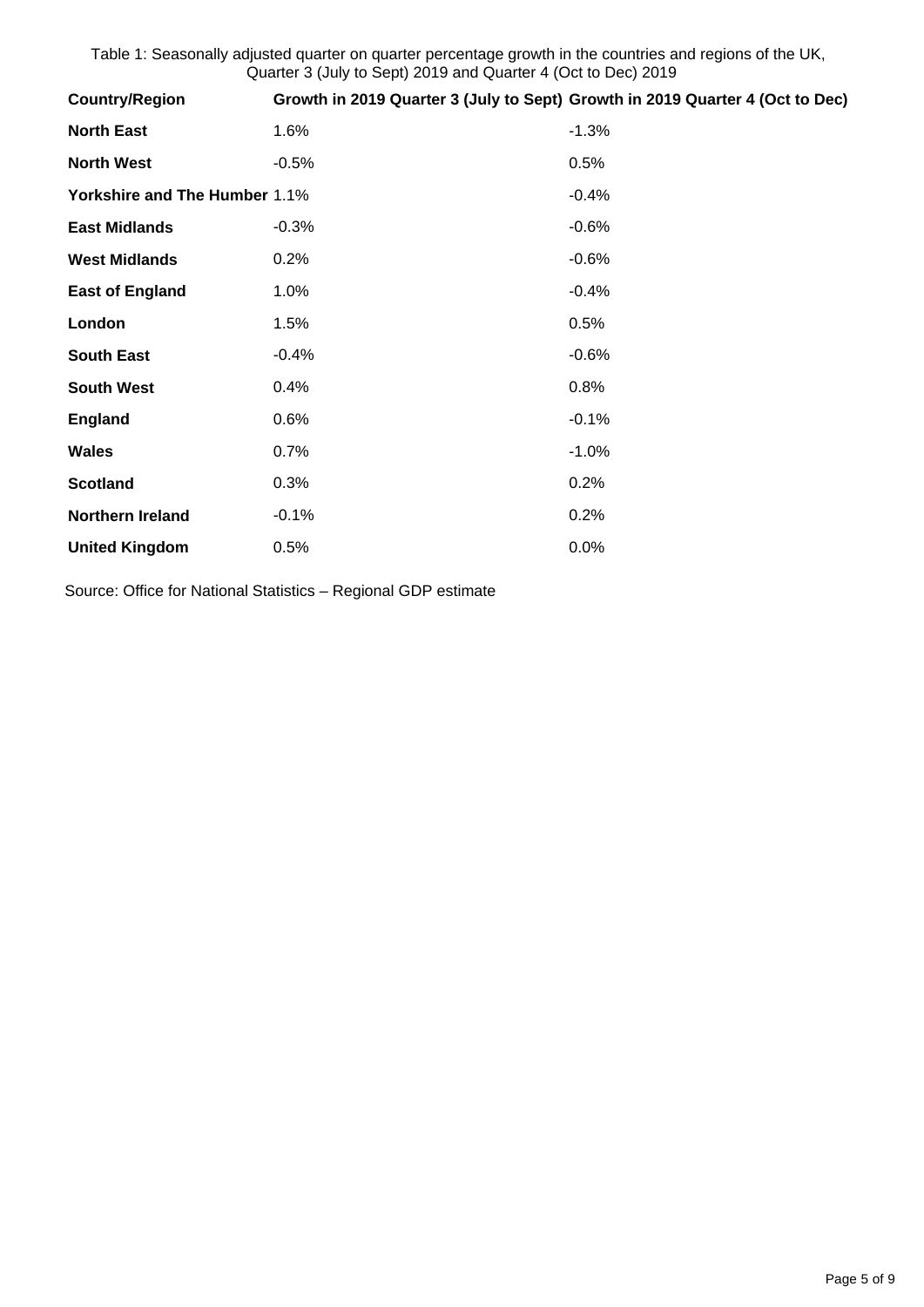Table 1: Seasonally adjusted quarter on quarter percentage growth in the countries and regions of the UK, Quarter 3 (July to Sept) 2019 and Quarter 4 (Oct to Dec) 2019

| Country/Region | Growth in 2019 Quarter 3 (July to Sept) | Growth in 2019 Quarter 4 (Oct to Dec) |
|---|---|---|
| **North East** | 1.6% | -1.3% |
| **North West** | -0.5% | 0.5% |
| **Yorkshire and The Humber** | 1.1% | -0.4% |
| **East Midlands** | -0.3% | -0.6% |
| **West Midlands** | 0.2% | -0.6% |
| **East of England** | 1.0% | -0.4% |
| **London** | 1.5% | 0.5% |
| **South East** | -0.4% | -0.6% |
| **South West** | 0.4% | 0.8% |
| **England** | 0.6% | -0.1% |
| **Wales** | 0.7% | -1.0% |
| **Scotland** | 0.3% | 0.2% |
| **Northern Ireland** | -0.1% | 0.2% |
| **United Kingdom** | 0.5% | 0.0% |

Source: Office for National Statistics – Regional GDP estimate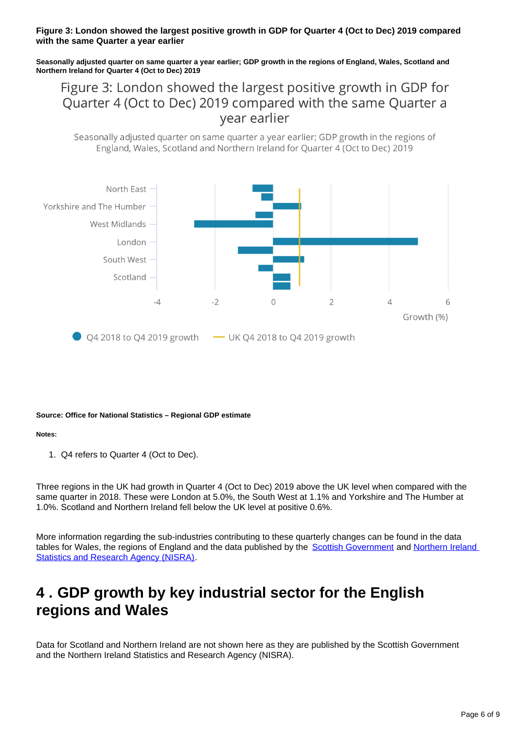**Figure 3: London showed the largest positive growth in GDP for Quarter 4 (Oct to Dec) 2019 compared with the same Quarter a year earlier**

**Seasonally adjusted quarter on same quarter a year earlier; GDP growth in the regions of England, Wales, Scotland and Northern Ireland for Quarter 4 (Oct to Dec) 2019**

Figure 3: London showed the largest positive growth in GDP for Quarter 4 (Oct to Dec) 2019 compared with the same Quarter a year earlier

Seasonally adjusted quarter on same quarter a year earlier; GDP growth in the regions of England, Wales, Scotland and Northern Ireland for Quarter 4 (Oct to Dec) 2019

North East, Yorkshire and The Humber, West Midlands, London, South West, Scotland

Growth (%)

Q4 2018 to Q4 2019 growth — UK Q4 2018 to Q4 2019 growth

**Source: Office for National Statistics – Regional GDP estimate**

**Notes:**

1. Q4 refers to Quarter 4 (Oct to Dec).

Three regions in the UK had growth in Quarter 4 (Oct to Dec) 2019 above the UK level when compared with the same quarter in 2018. These were London at 5.0%, the South West at 1.1% and Yorkshire and The Humber at 1.0%. Scotland and Northern Ireland fell below the UK level at positive 0.6%.

More information regarding the sub-industries contributing to these quarterly changes can be found in the data tables for Wales, the regions of England and the data published by the Scottish Government and Northern Ireland Statistics and Research Agency (NISRA).

## 4 . GDP growth by key industrial sector for the English regions and Wales

Data for Scotland and Northern Ireland are not shown here as they are published by the Scottish Government and the Northern Ireland Statistics and Research Agency (NISRA).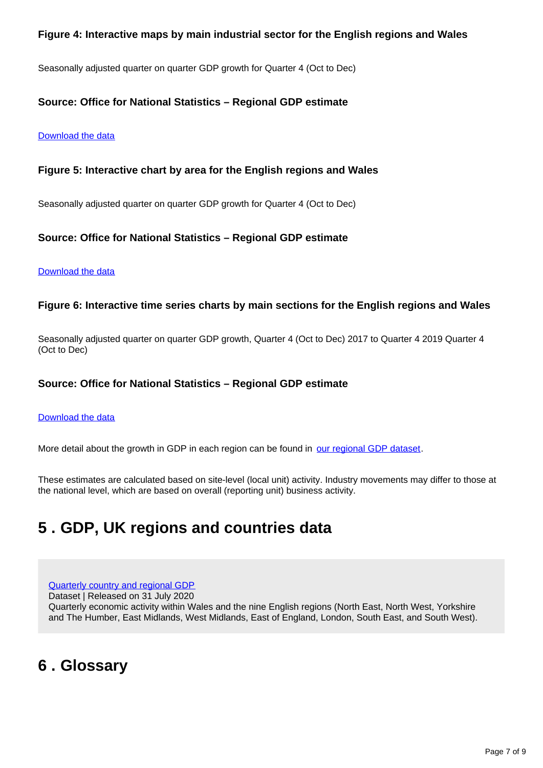#### Figure 4: Interactive maps by main industrial sector for the English regions and Wales

Seasonally adjusted quarter on quarter GDP growth for Quarter 4 (Oct to Dec)

#### Source: Office for National Statistics – Regional GDP estimate

[Download the data]

#### Figure 5: Interactive chart by area for the English regions and Wales

Seasonally adjusted quarter on quarter GDP growth for Quarter 4 (Oct to Dec)

#### Source: Office for National Statistics – Regional GDP estimate

[Download the data]

#### Figure 6: Interactive time series charts by main sections for the English regions and Wales

Seasonally adjusted quarter on quarter GDP growth, Quarter 4 (Oct to Dec) 2017 to Quarter 4 2019 Quarter 4 (Oct to Dec)

#### Source: Office for National Statistics – Regional GDP estimate

[Download the data]

More detail about the growth in GDP in each region can be found in our regional GDP dataset.

These estimates are calculated based on site-level (local unit) activity. Industry movements may differ to those at the national level, which are based on overall (reporting unit) business activity.

## 5 . GDP, UK regions and countries data

Quarterly country and regional GDP
Dataset | Released on 31 July 2020
Quarterly economic activity within Wales and the nine English regions (North East, North West, Yorkshire and The Humber, East Midlands, West Midlands, East of England, London, South East, and South West).

## 6 . Glossary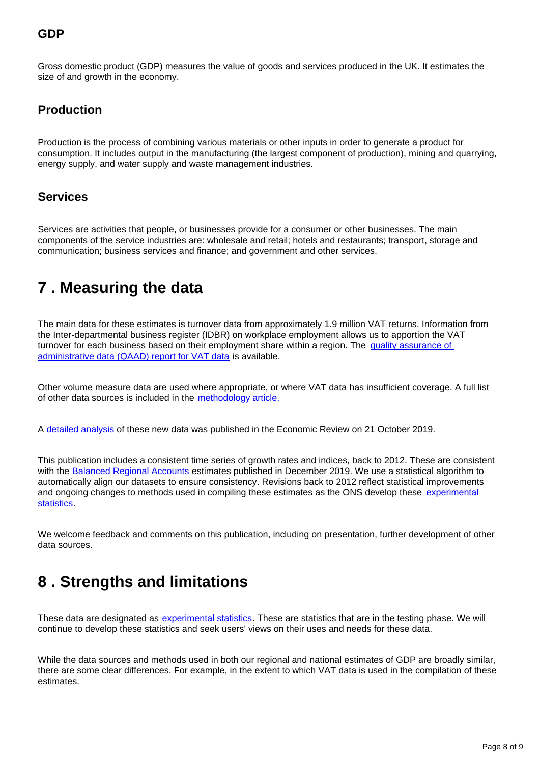### GDP

Gross domestic product (GDP) measures the value of goods and services produced in the UK. It estimates the size of and growth in the economy.

### Production

Production is the process of combining various materials or other inputs in order to generate a product for consumption. It includes output in the manufacturing (the largest component of production), mining and quarrying, energy supply, and water supply and waste management industries.

### Services

Services are activities that people, or businesses provide for a consumer or other businesses. The main components of the service industries are: wholesale and retail; hotels and restaurants; transport, storage and communication; business services and finance; and government and other services.

## 7 . Measuring the data

The main data for these estimates is turnover data from approximately 1.9 million VAT returns. Information from the Inter-departmental business register (IDBR) on workplace employment allows us to apportion the VAT turnover for each business based on their employment share within a region. The quality assurance of administrative data (QAAD) report for VAT data is available.

Other volume measure data are used where appropriate, or where VAT data has insufficient coverage. A full list of other data sources is included in the methodology article.

A detailed analysis of these new data was published in the Economic Review on 21 October 2019.

This publication includes a consistent time series of growth rates and indices, back to 2012. These are consistent with the Balanced Regional Accounts estimates published in December 2019. We use a statistical algorithm to automatically align our datasets to ensure consistency. Revisions back to 2012 reflect statistical improvements and ongoing changes to methods used in compiling these estimates as the ONS develop these experimental statistics.

We welcome feedback and comments on this publication, including on presentation, further development of other data sources.

## 8 . Strengths and limitations

These data are designated as experimental statistics. These are statistics that are in the testing phase. We will continue to develop these statistics and seek users' views on their uses and needs for these data.

While the data sources and methods used in both our regional and national estimates of GDP are broadly similar, there are some clear differences. For example, in the extent to which VAT data is used in the compilation of these estimates.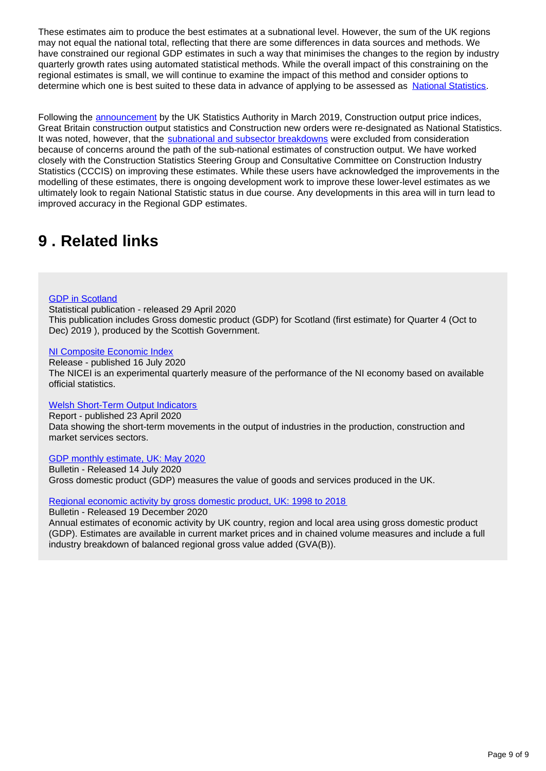These estimates aim to produce the best estimates at a subnational level. However, the sum of the UK regions may not equal the national total, reflecting that there are some differences in data sources and methods. We have constrained our regional GDP estimates in such a way that minimises the changes to the region by industry quarterly growth rates using automated statistical methods. While the overall impact of this constraining on the regional estimates is small, we will continue to examine the impact of this method and consider options to determine which one is best suited to these data in advance of applying to be assessed as National Statistics.

Following the announcement by the UK Statistics Authority in March 2019, Construction output price indices, Great Britain construction output statistics and Construction new orders were re-designated as National Statistics. It was noted, however, that the subnational and subsector breakdowns were excluded from consideration because of concerns around the path of the sub-national estimates of construction output. We have worked closely with the Construction Statistics Steering Group and Consultative Committee on Construction Industry Statistics (CCCIS) on improving these estimates. While these users have acknowledged the improvements in the modelling of these estimates, there is ongoing development work to improve these lower-level estimates as we ultimately look to regain National Statistic status in due course. Any developments in this area will in turn lead to improved accuracy in the Regional GDP estimates.

## 9 . Related links

GDP in Scotland
Statistical publication - released 29 April 2020
This publication includes Gross domestic product (GDP) for Scotland (first estimate) for Quarter 4 (Oct to Dec) 2019 ), produced by the Scottish Government.

NI Composite Economic Index
Release - published 16 July 2020
The NICEI is an experimental quarterly measure of the performance of the NI economy based on available official statistics.

Welsh Short-Term Output Indicators
Report - published 23 April 2020
Data showing the short-term movements in the output of industries in the production, construction and market services sectors.

GDP monthly estimate, UK: May 2020
Bulletin - Released 14 July 2020
Gross domestic product (GDP) measures the value of goods and services produced in the UK.

Regional economic activity by gross domestic product, UK: 1998 to 2018
Bulletin - Released 19 December 2020
Annual estimates of economic activity by UK country, region and local area using gross domestic product (GDP). Estimates are available in current market prices and in chained volume measures and include a full industry breakdown of balanced regional gross value added (GVA(B)).